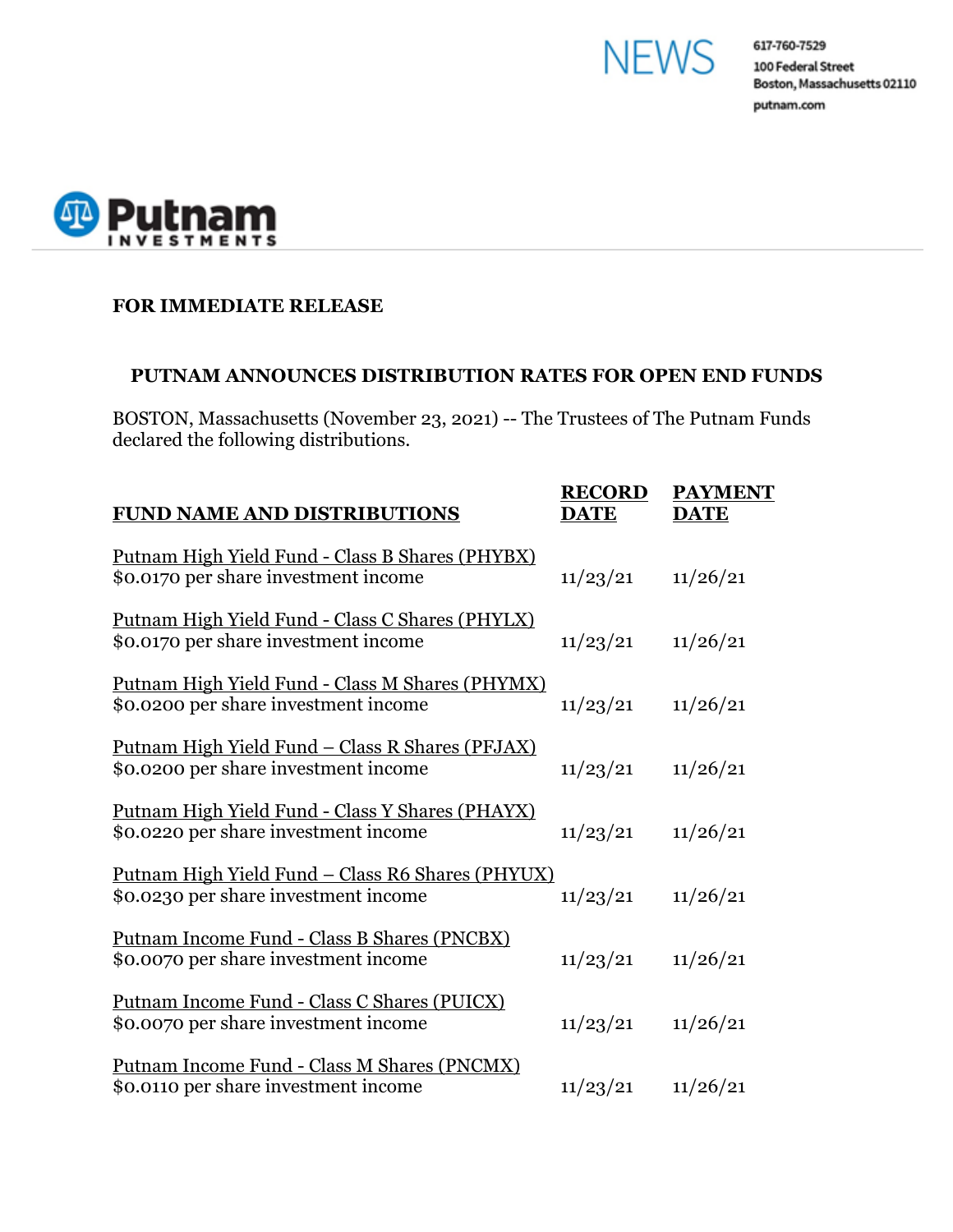NEWS

617-760-7529
100 Federal Street
Boston, Massachusetts 02110
putnam.com

Putnam INVESTMENTS

**FOR IMMEDIATE RELEASE**

## PUTNAM ANNOUNCES DISTRIBUTION RATES FOR OPEN END FUNDS

BOSTON, Massachusetts (November 23, 2021) -- The Trustees of The Putnam Funds declared the following distributions.

| FUND NAME AND DISTRIBUTIONS | RECORD DATE | PAYMENT DATE |
|---|---|---|
| Putnam High Yield Fund - Class B Shares (PHYBX)<br>$0.0170 per share investment income | 11/23/21 | 11/26/21 |
| Putnam High Yield Fund - Class C Shares (PHYLX)<br>$0.0170 per share investment income | 11/23/21 | 11/26/21 |
| Putnam High Yield Fund - Class M Shares (PHYMX)<br>$0.0200 per share investment income | 11/23/21 | 11/26/21 |
| Putnam High Yield Fund – Class R Shares (PFJAX)<br>$0.0200 per share investment income | 11/23/21 | 11/26/21 |
| Putnam High Yield Fund - Class Y Shares (PHAYX)<br>$0.0220 per share investment income | 11/23/21 | 11/26/21 |
| Putnam High Yield Fund – Class R6 Shares (PHYUX)<br>$0.0230 per share investment income | 11/23/21 | 11/26/21 |
| Putnam Income Fund - Class B Shares (PNCBX)<br>$0.0070 per share investment income | 11/23/21 | 11/26/21 |
| Putnam Income Fund - Class C Shares (PUICX)<br>$0.0070 per share investment income | 11/23/21 | 11/26/21 |
| Putnam Income Fund - Class M Shares (PNCMX)<br>$0.0110 per share investment income | 11/23/21 | 11/26/21 |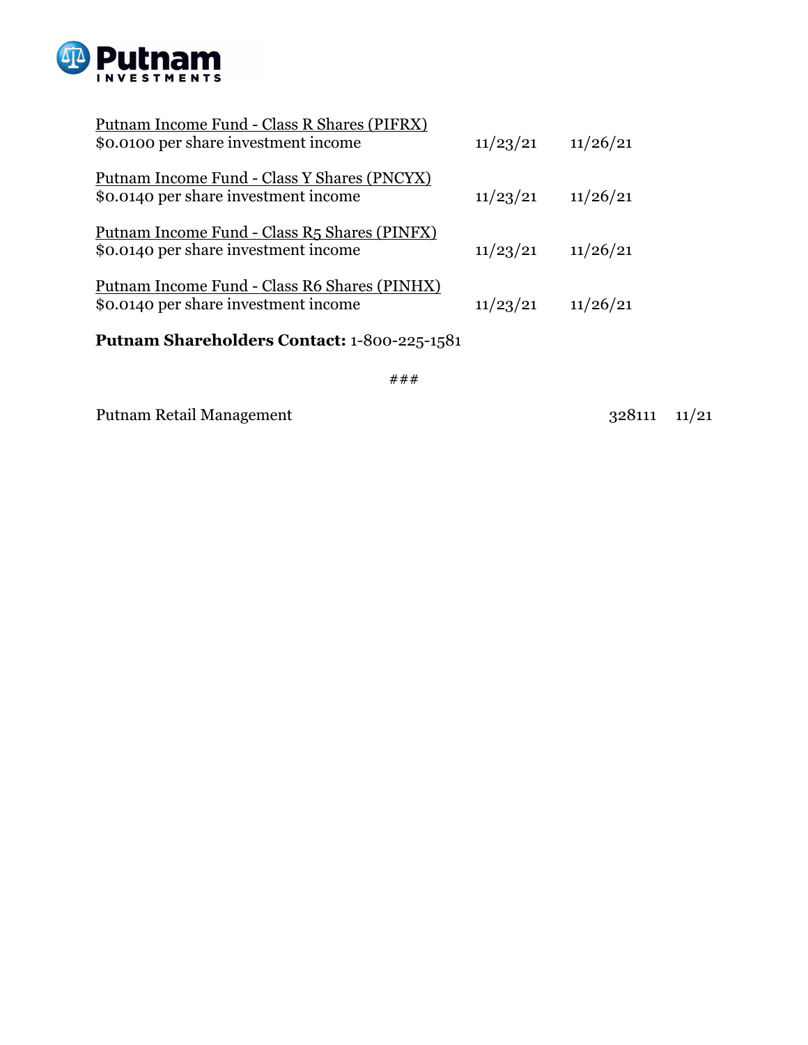| | | |
|---|---|---|
| <u>Putnam Income Fund - Class R Shares (PIFRX)</u><br>$0.0100 per share investment income | 11/23/21 | 11/26/21 |
| <u>Putnam Income Fund - Class Y Shares (PNCYX)</u><br>$0.0140 per share investment income | 11/23/21 | 11/26/21 |
| <u>Putnam Income Fund - Class R5 Shares (PINFX)</u><br>$0.0140 per share investment income | 11/23/21 | 11/26/21 |
| <u>Putnam Income Fund - Class R6 Shares (PINHX)</u><br>$0.0140 per share investment income | 11/23/21 | 11/26/21 |

**Putnam Shareholders Contact:** 1-800-225-1581

###

Putnam Retail Management 328111 11/21